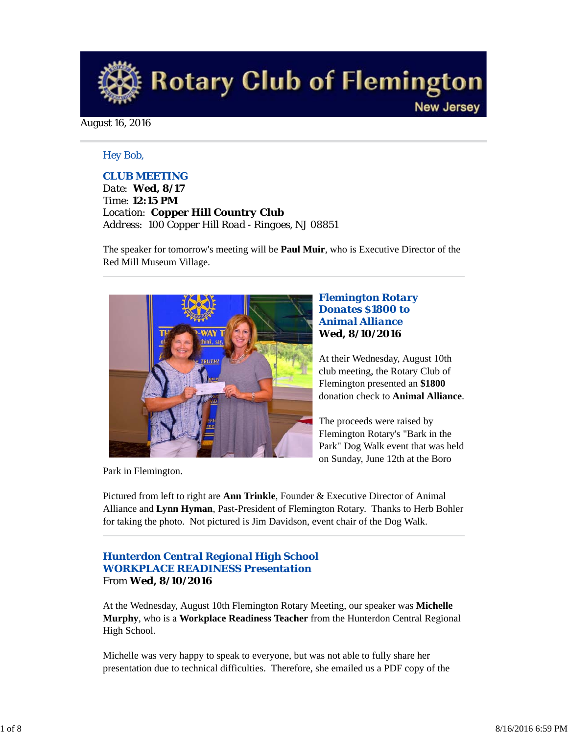# Rotary Club of Flemington

New Jersey

August 16, 2016

Hey Bob,

### CLUB MEETING

Date: **Wed, 8/17**
Time: **12:15 PM**
Location: **Copper Hill Country Club**
Address: 100 Copper Hill Road - Ringoes, NJ 08851

The speaker for tomorrow's meeting will be **Paul Muir**, who is Executive Director of the Red Mill Museum Village.

---

### Flemington Rotary Donates $1800 to Animal Alliance

**Wed, 8/10/2016**

At their Wednesday, August 10th club meeting, the Rotary Club of Flemington presented an **$1800** donation check to **Animal Alliance**.

The proceeds were raised by Flemington Rotary's "Bark in the Park" Dog Walk event that was held on Sunday, June 12th at the Boro Park in Flemington.

Pictured from left to right are **Ann Trinkle**, Founder & Executive Director of Animal Alliance and **Lynn Hyman**, Past-President of Flemington Rotary. Thanks to Herb Bohler for taking the photo. Not pictured is Jim Davidson, event chair of the Dog Walk.

---

### Hunterdon Central Regional High School WORKPLACE READINESS Presentation

From **Wed, 8/10/2016**

At the Wednesday, August 10th Flemington Rotary Meeting, our speaker was **Michelle Murphy**, who is a **Workplace Readiness Teacher** from the Hunterdon Central Regional High School.

Michelle was very happy to speak to everyone, but was not able to fully share her presentation due to technical difficulties. Therefore, she emailed us a PDF copy of the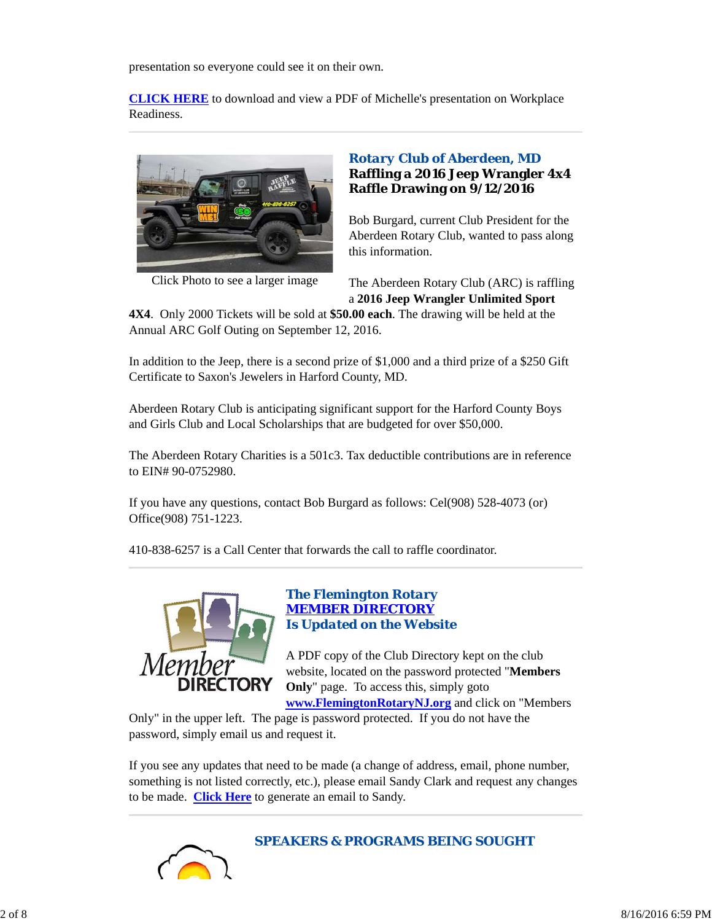presentation so everyone could see it on their own.

**CLICK HERE** to download and view a PDF of Michelle's presentation on Workplace Readiness.

---

Click Photo to see a larger image

### Rotary Club of Aberdeen, MD
**Raffling a 2016 Jeep Wrangler 4x4**
**Raffle Drawing on 9/12/2016**

Bob Burgard, current Club President for the Aberdeen Rotary Club, wanted to pass along this information.

The Aberdeen Rotary Club (ARC) is raffling a **2016 Jeep Wrangler Unlimited Sport 4X4**. Only 2000 Tickets will be sold at **$50.00 each**. The drawing will be held at the Annual ARC Golf Outing on September 12, 2016.

In addition to the Jeep, there is a second prize of $1,000 and a third prize of a $250 Gift Certificate to Saxon's Jewelers in Harford County, MD.

Aberdeen Rotary Club is anticipating significant support for the Harford County Boys and Girls Club and Local Scholarships that are budgeted for over $50,000.

The Aberdeen Rotary Charities is a 501c3. Tax deductible contributions are in reference to EIN# 90-0752980.

If you have any questions, contact Bob Burgard as follows: Cel(908) 528-4073 (or) Office(908) 751-1223.

410-838-6257 is a Call Center that forwards the call to raffle coordinator.

---

### The Flemington Rotary MEMBER DIRECTORY Is Updated on the Website

A PDF copy of the Club Directory kept on the club website, located on the password protected "**Members Only**" page. To access this, simply goto **www.FlemingtonRotaryNJ.org** and click on "Members Only" in the upper left. The page is password protected. If you do not have the password, simply email us and request it.

If you see any updates that need to be made (a change of address, email, phone number, something is not listed correctly, etc.), please email Sandy Clark and request any changes to be made. **Click Here** to generate an email to Sandy.

---

### SPEAKERS & PROGRAMS BEING SOUGHT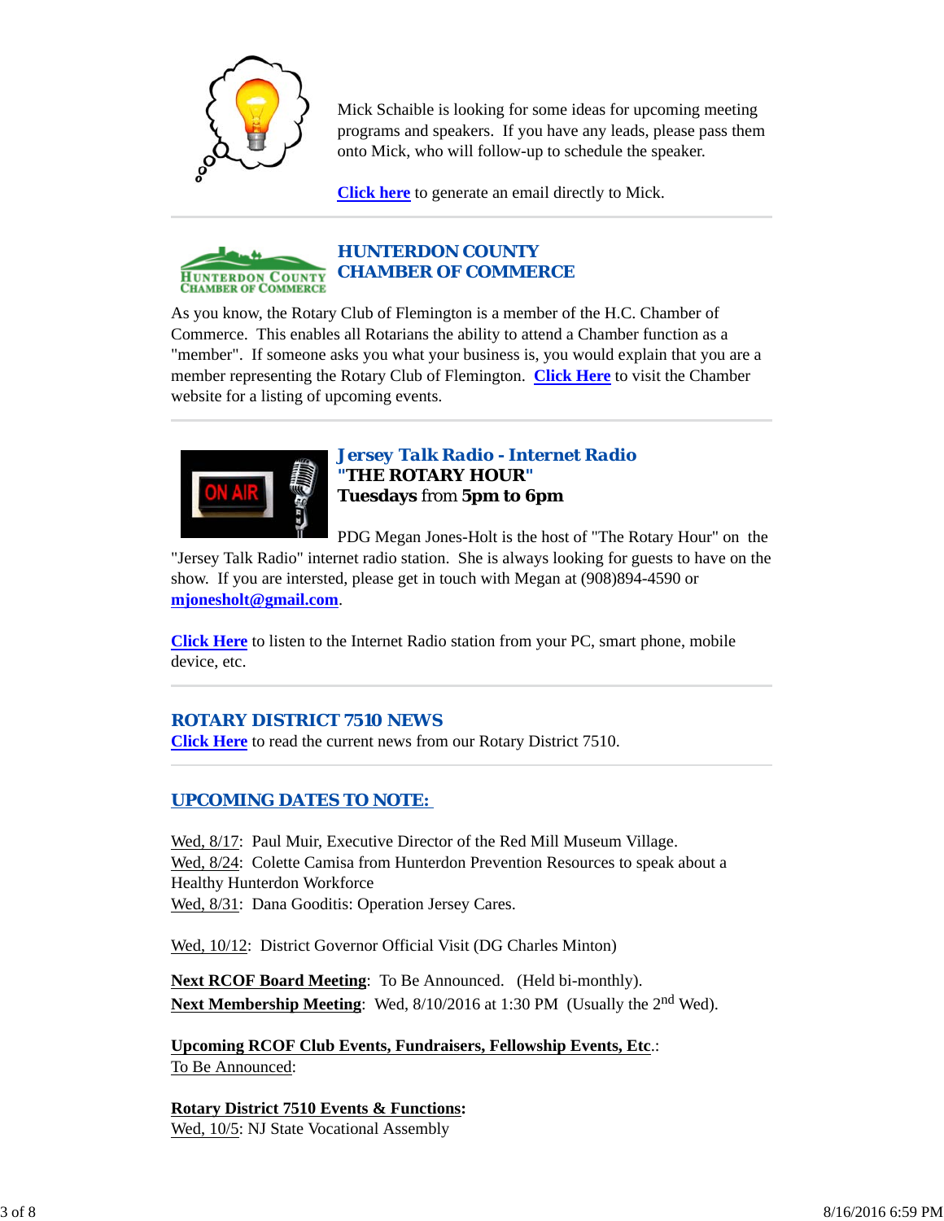Mick Schaible is looking for some ideas for upcoming meeting programs and speakers. If you have any leads, please pass them onto Mick, who will follow-up to schedule the speaker.

**Click here** to generate an email directly to Mick.

---

## HUNTERDON COUNTY CHAMBER OF COMMERCE

As you know, the Rotary Club of Flemington is a member of the H.C. Chamber of Commerce. This enables all Rotarians the ability to attend a Chamber function as a "member". If someone asks you what your business is, you would explain that you are a member representing the Rotary Club of Flemington. **Click Here** to visit the Chamber website for a listing of upcoming events.

---

## *Jersey Talk Radio - Internet Radio*

**"THE ROTARY HOUR"**

**Tuesdays** from **5pm to 6pm**

PDG Megan Jones-Holt is the host of "The Rotary Hour" on the "Jersey Talk Radio" internet radio station. She is always looking for guests to have on the show. If you are intersted, please get in touch with Megan at (908)894-4590 or **mjonesholt@gmail.com**.

**Click Here** to listen to the Internet Radio station from your PC, smart phone, mobile device, etc.

---

## ROTARY DISTRICT 7510 NEWS

**Click Here** to read the current news from our Rotary District 7510.

---

## UPCOMING DATES TO NOTE:

Wed, 8/17: Paul Muir, Executive Director of the Red Mill Museum Village.
Wed, 8/24: Colette Camisa from Hunterdon Prevention Resources to speak about a Healthy Hunterdon Workforce
Wed, 8/31: Dana Gooditis: Operation Jersey Cares.

Wed, 10/12: District Governor Official Visit (DG Charles Minton)

**Next RCOF Board Meeting**: To Be Announced. (Held bi-monthly).
**Next Membership Meeting**: Wed, 8/10/2016 at 1:30 PM (Usually the 2nd Wed).

**Upcoming RCOF Club Events, Fundraisers, Fellowship Events, Etc**.:
To Be Announced:

**Rotary District 7510 Events & Functions:**
Wed, 10/5: NJ State Vocational Assembly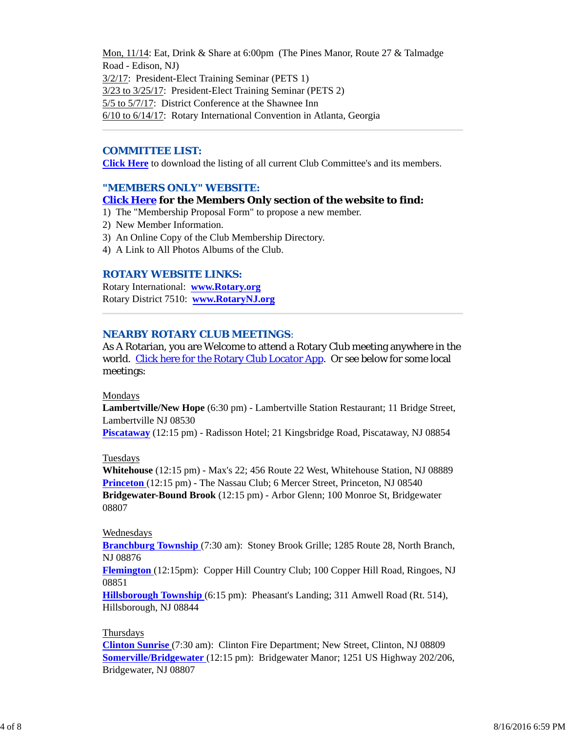Mon, 11/14: Eat, Drink & Share at 6:00pm (The Pines Manor, Route 27 & Talmadge Road - Edison, NJ)
3/2/17: President-Elect Training Seminar (PETS 1)
3/23 to 3/25/17: President-Elect Training Seminar (PETS 2)
5/5 to 5/7/17: District Conference at the Shawnee Inn
6/10 to 6/14/17: Rotary International Convention in Atlanta, Georgia

---

## COMMITTEE LIST:

**Click Here** to download the listing of all current Club Committee's and its members.

## "MEMBERS ONLY" WEBSITE:

**Click Here for the Members Only section of the website to find:**

1) The "Membership Proposal Form" to propose a new member.
2) New Member Information.
3) An Online Copy of the Club Membership Directory.
4) A Link to All Photos Albums of the Club.

## ROTARY WEBSITE LINKS:

Rotary International: **www.Rotary.org**
Rotary District 7510: **www.RotaryNJ.org**

---

## NEARBY ROTARY CLUB MEETINGS:

As A Rotarian, you are Welcome to attend a Rotary Club meeting anywhere in the world. Click here for the Rotary Club Locator App. Or see below for some local meetings:

Mondays
**Lambertville/New Hope** (6:30 pm) - Lambertville Station Restaurant; 11 Bridge Street, Lambertville NJ 08530
**Piscataway** (12:15 pm) - Radisson Hotel; 21 Kingsbridge Road, Piscataway, NJ 08854

Tuesdays
**Whitehouse** (12:15 pm) - Max's 22; 456 Route 22 West, Whitehouse Station, NJ 08889
**Princeton** (12:15 pm) - The Nassau Club; 6 Mercer Street, Princeton, NJ 08540
**Bridgewater-Bound Brook** (12:15 pm) - Arbor Glenn; 100 Monroe St, Bridgewater 08807

Wednesdays
**Branchburg Township** (7:30 am): Stoney Brook Grille; 1285 Route 28, North Branch, NJ 08876
**Flemington** (12:15pm): Copper Hill Country Club; 100 Copper Hill Road, Ringoes, NJ 08851
**Hillsborough Township** (6:15 pm): Pheasant's Landing; 311 Amwell Road (Rt. 514), Hillsborough, NJ 08844

Thursdays
**Clinton Sunrise** (7:30 am): Clinton Fire Department; New Street, Clinton, NJ 08809
**Somerville/Bridgewater** (12:15 pm): Bridgewater Manor; 1251 US Highway 202/206, Bridgewater, NJ 08807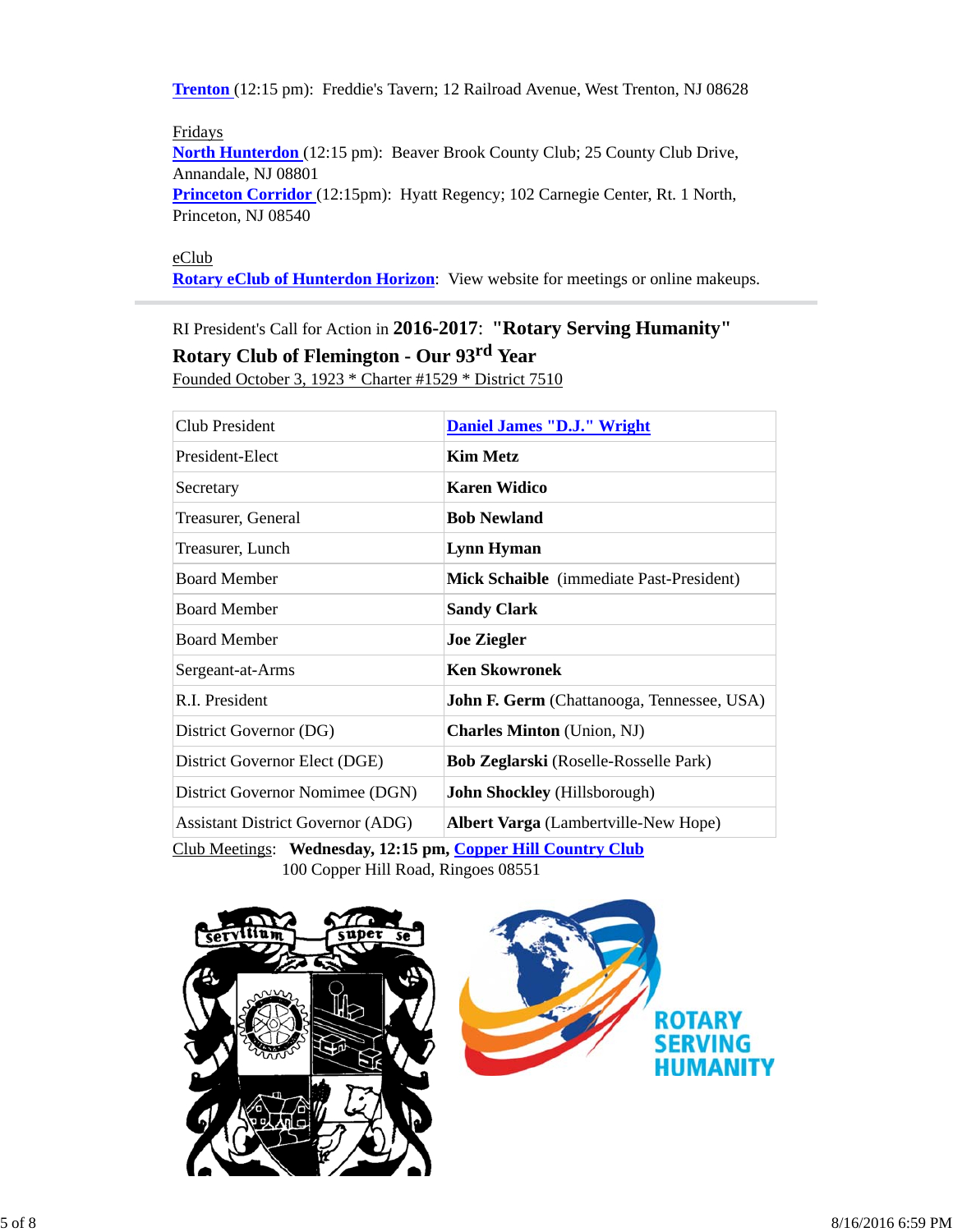**Trenton** (12:15 pm): Freddie's Tavern; 12 Railroad Avenue, West Trenton, NJ 08628

Fridays
**North Hunterdon** (12:15 pm): Beaver Brook County Club; 25 County Club Drive, Annandale, NJ 08801
**Princeton Corridor** (12:15pm): Hyatt Regency; 102 Carnegie Center, Rt. 1 North, Princeton, NJ 08540

eClub
**Rotary eClub of Hunterdon Horizon**: View website for meetings or online makeups.

---

RI President's Call for Action in **2016-2017**: **"Rotary Serving Humanity"**
**Rotary Club of Flemington - Our 93rd Year**
Founded October 3, 1923 * Charter #1529 * District 7510

| | |
|---|---|
| Club President | **Daniel James "D.J." Wright** |
| President-Elect | **Kim Metz** |
| Secretary | **Karen Widico** |
| Treasurer, General | **Bob Newland** |
| Treasurer, Lunch | **Lynn Hyman** |
| Board Member | **Mick Schaible** (immediate Past-President) |
| Board Member | **Sandy Clark** |
| Board Member | **Joe Ziegler** |
| Sergeant-at-Arms | **Ken Skowronek** |
| R.I. President | **John F. Germ** (Chattanooga, Tennessee, USA) |
| District Governor (DG) | **Charles Minton** (Union, NJ) |
| District Governor Elect (DGE) | **Bob Zeglarski** (Roselle-Rosselle Park) |
| District Governor Nomimee (DGN) | **John Shockley** (Hillsborough) |
| Assistant District Governor (ADG) | **Albert Varga** (Lambertville-New Hope) |

Club Meetings: **Wednesday, 12:15 pm, Copper Hill Country Club**
100 Copper Hill Road, Ringoes 08551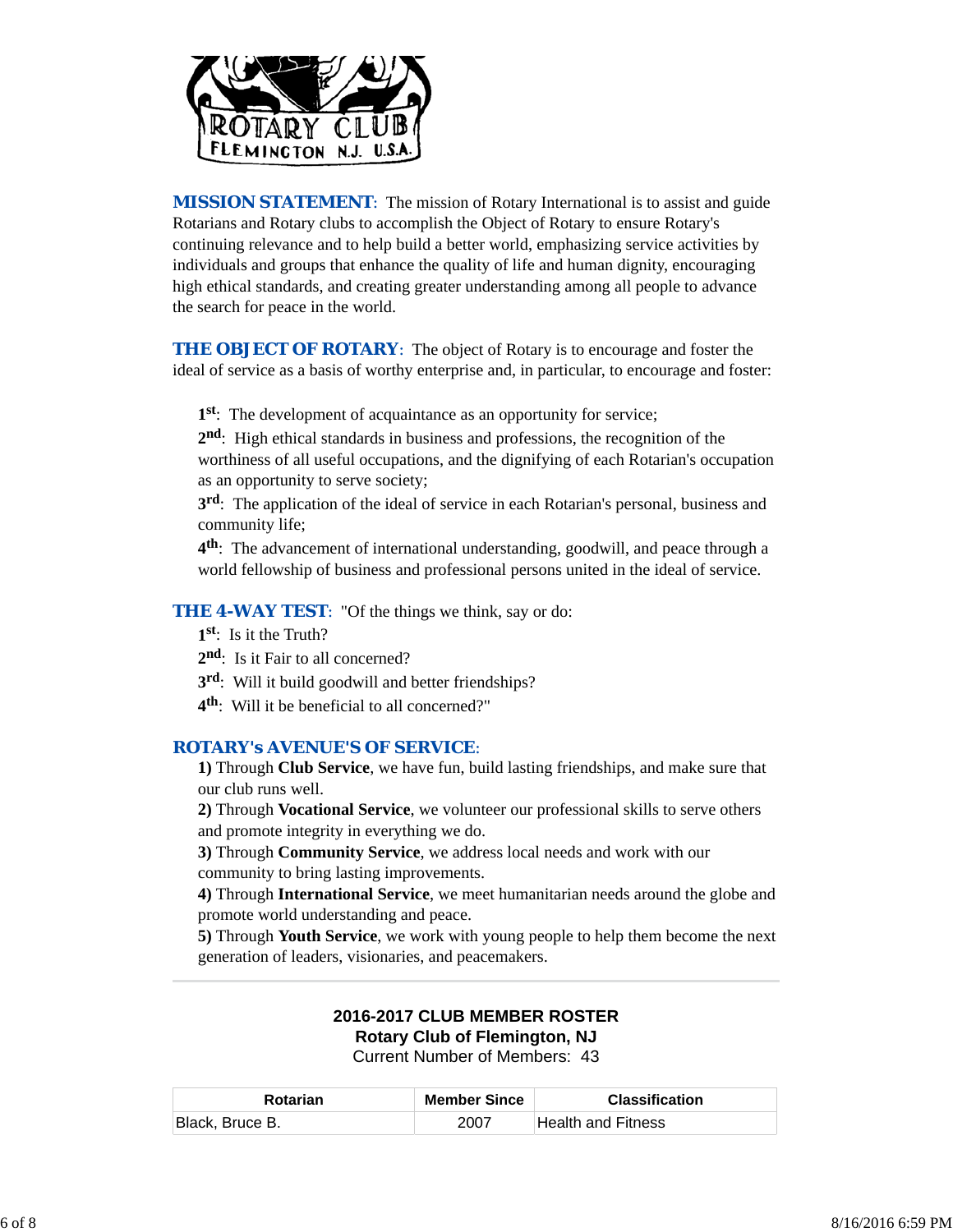**MISSION STATEMENT**: The mission of Rotary International is to assist and guide Rotarians and Rotary clubs to accomplish the Object of Rotary to ensure Rotary's continuing relevance and to help build a better world, emphasizing service activities by individuals and groups that enhance the quality of life and human dignity, encouraging high ethical standards, and creating greater understanding among all people to advance the search for peace in the world.

**THE OBJECT OF ROTARY**: The object of Rotary is to encourage and foster the ideal of service as a basis of worthy enterprise and, in particular, to encourage and foster:

**1st**: The development of acquaintance as an opportunity for service;
**2nd**: High ethical standards in business and professions, the recognition of the worthiness of all useful occupations, and the dignifying of each Rotarian's occupation as an opportunity to serve society;
**3rd**: The application of the ideal of service in each Rotarian's personal, business and community life;
**4th**: The advancement of international understanding, goodwill, and peace through a world fellowship of business and professional persons united in the ideal of service.

**THE 4-WAY TEST**: "Of the things we think, say or do:

**1st**: Is it the Truth?
**2nd**: Is it Fair to all concerned?
**3rd**: Will it build goodwill and better friendships?
**4th**: Will it be beneficial to all concerned?"

**ROTARY's AVENUE'S OF SERVICE**:

**1)** Through **Club Service**, we have fun, build lasting friendships, and make sure that our club runs well.
**2)** Through **Vocational Service**, we volunteer our professional skills to serve others and promote integrity in everything we do.
**3)** Through **Community Service**, we address local needs and work with our community to bring lasting improvements.
**4)** Through **International Service**, we meet humanitarian needs around the globe and promote world understanding and peace.
**5)** Through **Youth Service**, we work with young people to help them become the next generation of leaders, visionaries, and peacemakers.

---

**2016-2017 CLUB MEMBER ROSTER**
**Rotary Club of Flemington, NJ**
Current Number of Members: 43

| Rotarian | Member Since | Classification |
|---|---|---|
| Black, Bruce B. | 2007 | Health and Fitness |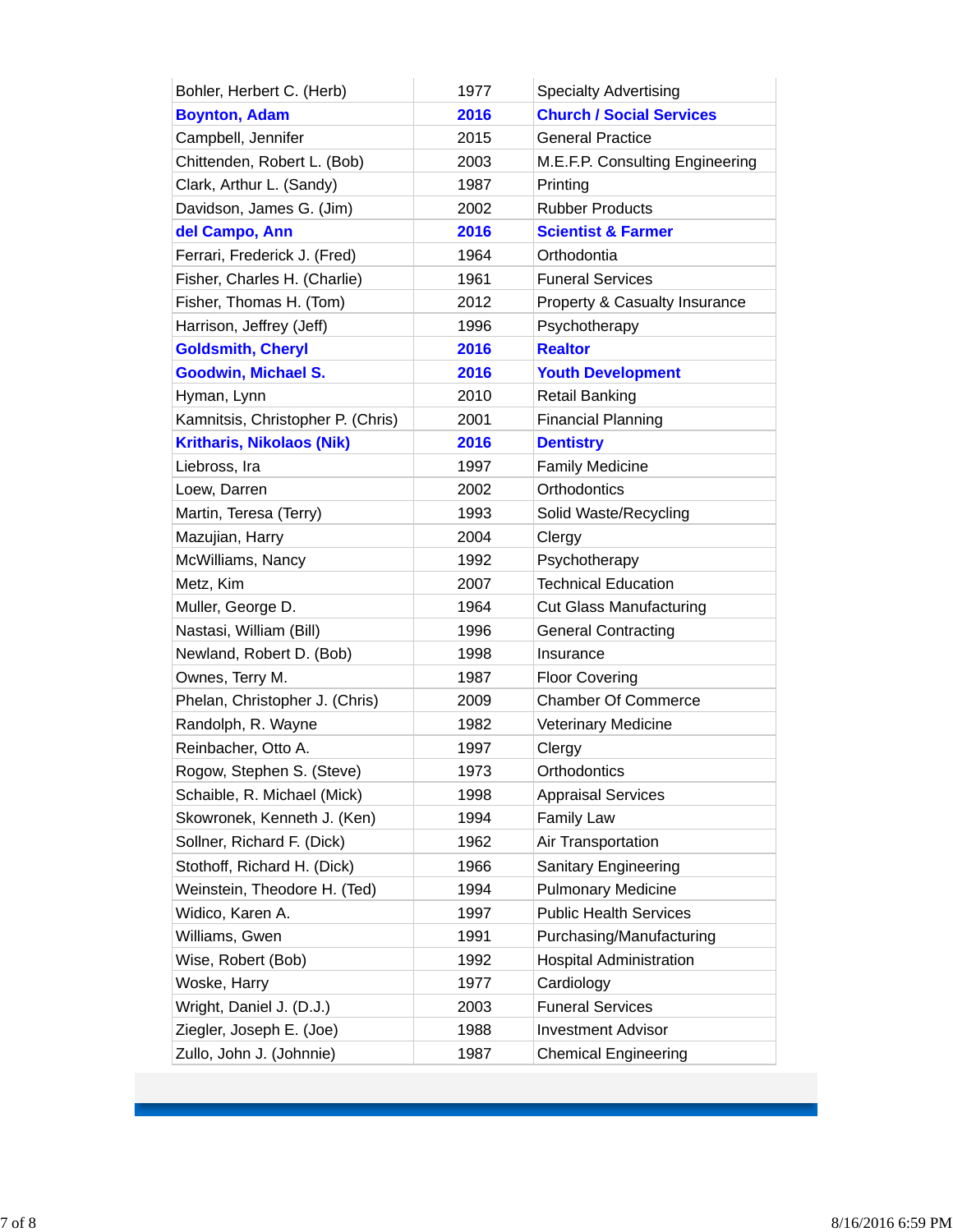| | | |
|---|---|---|
| Bohler, Herbert C. (Herb) | 1977 | Specialty Advertising |
| **Boynton, Adam** | **2016** | **Church / Social Services** |
| Campbell, Jennifer | 2015 | General Practice |
| Chittenden, Robert L. (Bob) | 2003 | M.E.F.P. Consulting Engineering |
| Clark, Arthur L. (Sandy) | 1987 | Printing |
| Davidson, James G. (Jim) | 2002 | Rubber Products |
| **del Campo, Ann** | **2016** | **Scientist & Farmer** |
| Ferrari, Frederick J. (Fred) | 1964 | Orthodontia |
| Fisher, Charles H. (Charlie) | 1961 | Funeral Services |
| Fisher, Thomas H. (Tom) | 2012 | Property & Casualty Insurance |
| Harrison, Jeffrey (Jeff) | 1996 | Psychotherapy |
| **Goldsmith, Cheryl** | **2016** | **Realtor** |
| **Goodwin, Michael S.** | **2016** | **Youth Development** |
| Hyman, Lynn | 2010 | Retail Banking |
| Kamnitsis, Christopher P. (Chris) | 2001 | Financial Planning |
| **Kritharis, Nikolaos (Nik)** | **2016** | **Dentistry** |
| Liebross, Ira | 1997 | Family Medicine |
| Loew, Darren | 2002 | Orthodontics |
| Martin, Teresa (Terry) | 1993 | Solid Waste/Recycling |
| Mazujian, Harry | 2004 | Clergy |
| McWilliams, Nancy | 1992 | Psychotherapy |
| Metz, Kim | 2007 | Technical Education |
| Muller, George D. | 1964 | Cut Glass Manufacturing |
| Nastasi, William (Bill) | 1996 | General Contracting |
| Newland, Robert D. (Bob) | 1998 | Insurance |
| Ownes, Terry M. | 1987 | Floor Covering |
| Phelan, Christopher J. (Chris) | 2009 | Chamber Of Commerce |
| Randolph, R. Wayne | 1982 | Veterinary Medicine |
| Reinbacher, Otto A. | 1997 | Clergy |
| Rogow, Stephen S. (Steve) | 1973 | Orthodontics |
| Schaible, R. Michael (Mick) | 1998 | Appraisal Services |
| Skowronek, Kenneth J. (Ken) | 1994 | Family Law |
| Sollner, Richard F. (Dick) | 1962 | Air Transportation |
| Stothoff, Richard H. (Dick) | 1966 | Sanitary Engineering |
| Weinstein, Theodore H. (Ted) | 1994 | Pulmonary Medicine |
| Widico, Karen A. | 1997 | Public Health Services |
| Williams, Gwen | 1991 | Purchasing/Manufacturing |
| Wise, Robert (Bob) | 1992 | Hospital Administration |
| Woske, Harry | 1977 | Cardiology |
| Wright, Daniel J. (D.J.) | 2003 | Funeral Services |
| Ziegler, Joseph E. (Joe) | 1988 | Investment Advisor |
| Zullo, John J. (Johnnie) | 1987 | Chemical Engineering |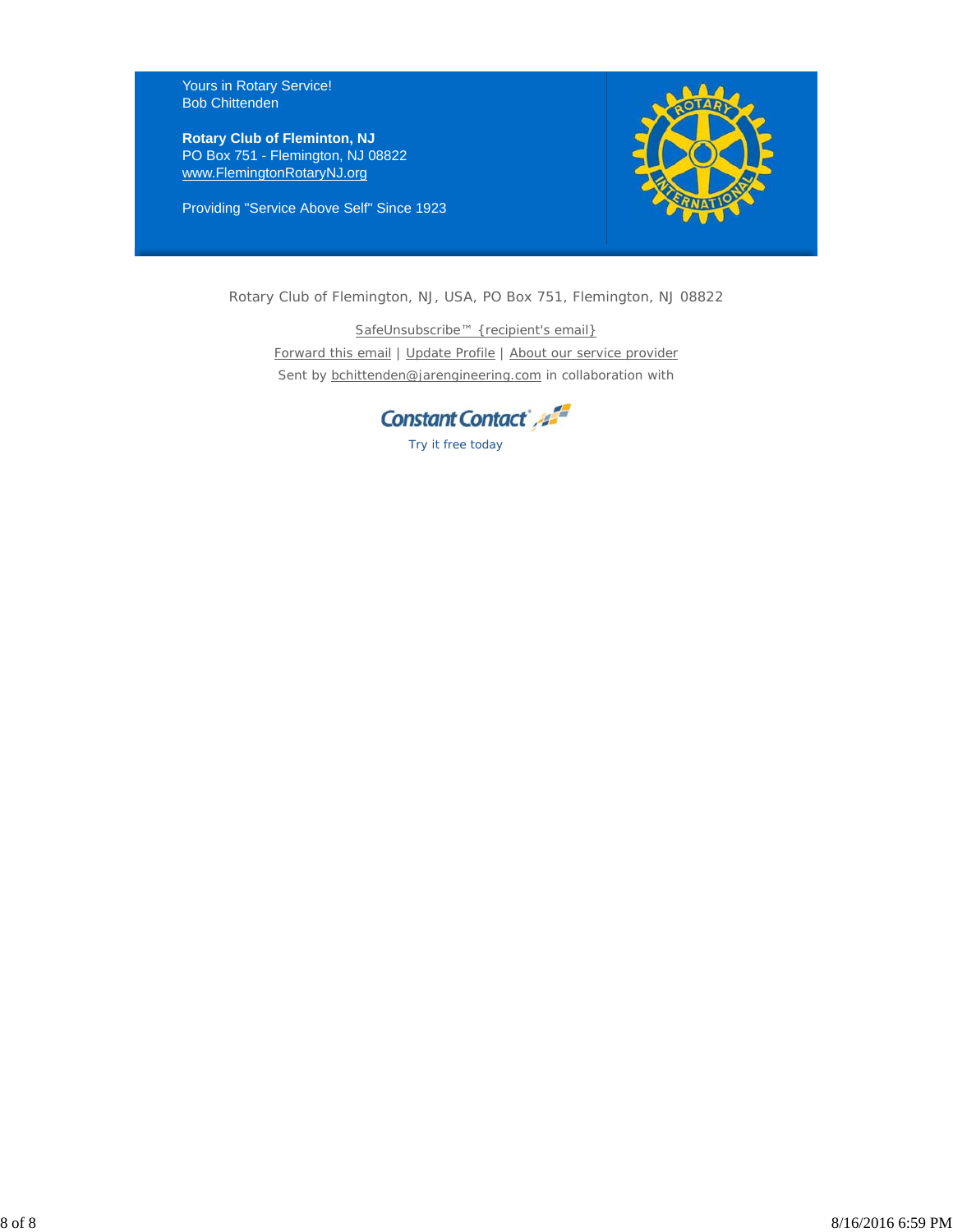Yours in Rotary Service!
Bob Chittenden

**Rotary Club of Fleminton, NJ**
PO Box 751 - Flemington, NJ 08822
www.FlemingtonRotaryNJ.org

Providing "Service Above Self" Since 1923

Rotary Club of Flemington, NJ, USA, PO Box 751, Flemington, NJ 08822

SafeUnsubscribe™ {recipient's email}

Forward this email | Update Profile | About our service provider

Sent by bchittenden@jarengineering.com in collaboration with

Constant Contact

Try it free today